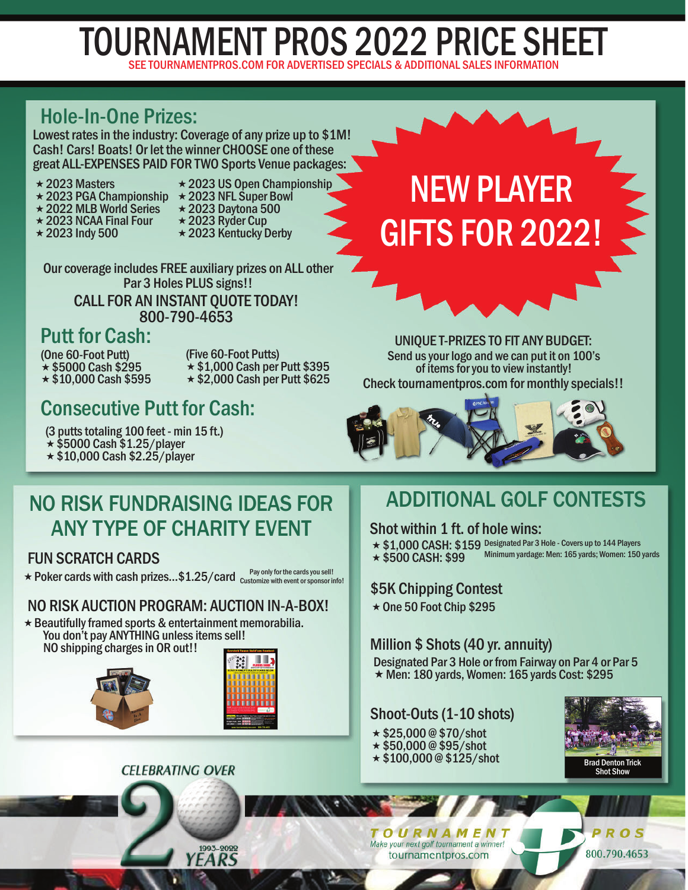# TOURNAMENT PROS 2022 PRICE SHEET

SEE TOURNAMENTPROS.COM FOR ADVERTISED SPECIALS & ADDITIONAL SALES INFORMATION

## Hole-In-One Prizes:

Lowest rates in the industry: Coverage of any prize up to $1M! Cash! Cars! Boats! Or let the winner CHOOSE one of these great ALL-EXPENSES PAID FOR TWO Sports Venue packages:

- ★ 2023 Masters
- ★ 2023 PGA Championship
- ★ 2022 MLB World Series
- ★ 2023 NCAA Final Four
- ★ 2023 Indy 500
- ★ 2023 US Open Championship
- ★ 2023 NFL Super Bowl
- ★ 2023 Daytona 500
- ★ 2023 Ryder Cup
- ★ 2023 Kentucky Derby

Our coverage includes FREE auxiliary prizes on ALL other Par 3 Holes PLUS signs!!

CALL FOR AN INSTANT QUOTE TODAY!
800-790-4653

# NEW PLAYER GIFTS FOR 2022!

## Putt for Cash:

(One 60-Foot Putt)
- ★ $5000 Cash $295
- ★ $10,000 Cash $595

(Five 60-Foot Putts)
- ★ $1,000 Cash per Putt $395
- ★ $2,000 Cash per Putt $625

## Consecutive Putt for Cash:

(3 putts totaling 100 feet - min 15 ft.)
- ★ $5000 Cash $1.25/player
- ★ $10,000 Cash $2.25/player

UNIQUE T-PRIZES TO FIT ANY BUDGET:
Send us your logo and we can put it on 100's of items for you to view instantly!
Check tournamentpros.com for monthly specials!!

## NO RISK FUNDRAISING IDEAS FOR ANY TYPE OF CHARITY EVENT

### FUN SCRATCH CARDS

- ★ Poker cards with cash prizes...$1.25/card — Pay only for the cards you sell! Customize with event or sponsor info!

### NO RISK AUCTION PROGRAM: AUCTION IN-A-BOX!

- ★ Beautifully framed sports & entertainment memorabilia. You don't pay ANYTHING unless items sell! NO shipping charges in OR out!!

## ADDITIONAL GOLF CONTESTS

### Shot within 1 ft. of hole wins:

- ★ $1,000 CASH: $159
- ★ $500 CASH: $99

Designated Par 3 Hole - Covers up to 144 Players
Minimum yardage: Men: 165 yards; Women: 150 yards

### $5K Chipping Contest

- ★ One 50 Foot Chip $295

### Million $ Shots (40 yr. annuity)

Designated Par 3 Hole or from Fairway on Par 4 or Par 5
- ★ Men: 180 yards, Women: 165 yards Cost: $295

### Shoot-Outs (1-10 shots)

- ★ $25,000 @ $70/shot
- ★ $50,000 @ $95/shot
- ★ $100,000 @ $125/shot

Brad Denton Trick Shot Show

CELEBRATING OVER 20 YEARS 1993–2022

TOURNAMENT PROS — Make your next golf tournament a winner! — tournamentpros.com — 800.790.4653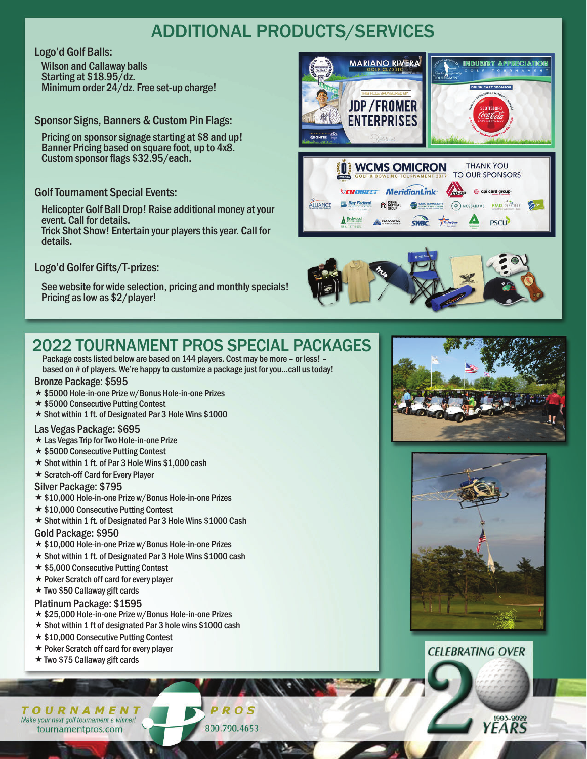## ADDITIONAL PRODUCTS/SERVICES

### Logo'd Golf Balls:

Wilson and Callaway balls
Starting at $18.95/dz.
Minimum order 24/dz. Free set-up charge!

### Sponsor Signs, Banners & Custom Pin Flags:

Pricing on sponsor signage starting at $8 and up!
Banner Pricing based on square foot, up to 4x8.
Custom sponsor flags $32.95/each.

### Golf Tournament Special Events:

Helicopter Golf Ball Drop! Raise additional money at your event. Call for details.
Trick Shot Show! Entertain your players this year. Call for details.

### Logo'd Golfer Gifts/T-prizes:

See website for wide selection, pricing and monthly specials!
Pricing as low as $2/player!

## 2022 TOURNAMENT PROS SPECIAL PACKAGES

Package costs listed below are based on 144 players. Cost may be more – or less! – based on # of players. We're happy to customize a package just for you...call us today!

### Bronze Package: $595

- ★ $5000 Hole-in-one Prize w/Bonus Hole-in-one Prizes
- ★ $5000 Consecutive Putting Contest
- ★ Shot within 1 ft. of Designated Par 3 Hole Wins $1000

### Las Vegas Package: $695

- ★ Las Vegas Trip for Two Hole-in-one Prize
- ★ $5000 Consecutive Putting Contest
- ★ Shot within 1 ft. of Par 3 Hole Wins $1,000 cash
- ★ Scratch-off Card for Every Player

### Silver Package: $795

- ★ $10,000 Hole-in-one Prize w/Bonus Hole-in-one Prizes
- ★ $10,000 Consecutive Putting Contest
- ★ Shot within 1 ft. of Designated Par 3 Hole Wins $1000 Cash

### Gold Package: $950

- ★ $10,000 Hole-in-one Prize w/Bonus Hole-in-one Prizes
- ★ Shot within 1 ft. of Designated Par 3 Hole Wins $1000 cash
- ★ $5,000 Consecutive Putting Contest
- ★ Poker Scratch off card for every player
- ★ Two $50 Callaway gift cards

### Platinum Package: $1595

- ★ $25,000 Hole-in-one Prize w/Bonus Hole-in-one Prizes
- ★ Shot within 1 ft of designated Par 3 hole wins $1000 cash
- ★ $10,000 Consecutive Putting Contest
- ★ Poker Scratch off card for every player
- ★ Two $75 Callaway gift cards

CELEBRATING OVER 20 YEARS 1993-2022

TOURNAMENT PROS
*Make your next golf tournament a winner!*
tournamentpros.com
800.790.4653